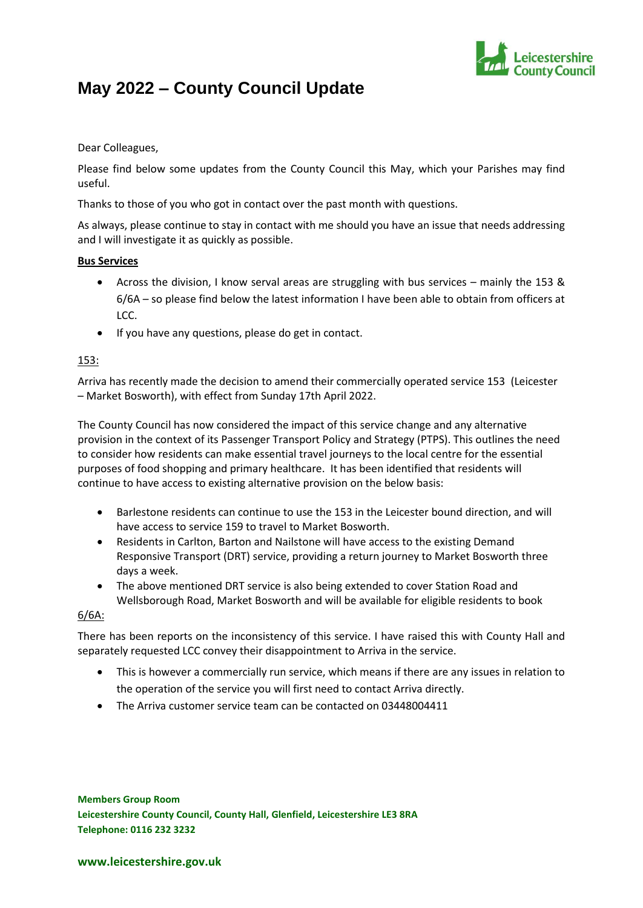# May 2022 – County Council Update

Dear Colleagues,

Please find below some updates from the County Council this May, which your Parishes may find useful.

Thanks to those of you who got in contact over the past month with questions.

As always, please continue to stay in contact with me should you have an issue that needs addressing and I will investigate it as quickly as possible.

**Bus Services**

- Across the division, I know serval areas are struggling with bus services – mainly the 153 & 6/6A – so please find below the latest information I have been able to obtain from officers at LCC.
- If you have any questions, please do get in contact.

153:

Arriva has recently made the decision to amend their commercially operated service 153 (Leicester – Market Bosworth), with effect from Sunday 17th April 2022.

The County Council has now considered the impact of this service change and any alternative provision in the context of its Passenger Transport Policy and Strategy (PTPS). This outlines the need to consider how residents can make essential travel journeys to the local centre for the essential purposes of food shopping and primary healthcare. It has been identified that residents will continue to have access to existing alternative provision on the below basis:

- Barlestone residents can continue to use the 153 in the Leicester bound direction, and will have access to service 159 to travel to Market Bosworth.
- Residents in Carlton, Barton and Nailstone will have access to the existing Demand Responsive Transport (DRT) service, providing a return journey to Market Bosworth three days a week.
- The above mentioned DRT service is also being extended to cover Station Road and Wellsborough Road, Market Bosworth and will be available for eligible residents to book

6/6A:

There has been reports on the inconsistency of this service. I have raised this with County Hall and separately requested LCC convey their disappointment to Arriva in the service.

- This is however a commercially run service, which means if there are any issues in relation to the operation of the service you will first need to contact Arriva directly.
- The Arriva customer service team can be contacted on 03448004411

**Members Group Room**
**Leicestershire County Council, County Hall, Glenfield, Leicestershire LE3 8RA**
**Telephone: 0116 232 3232**

**www.leicestershire.gov.uk**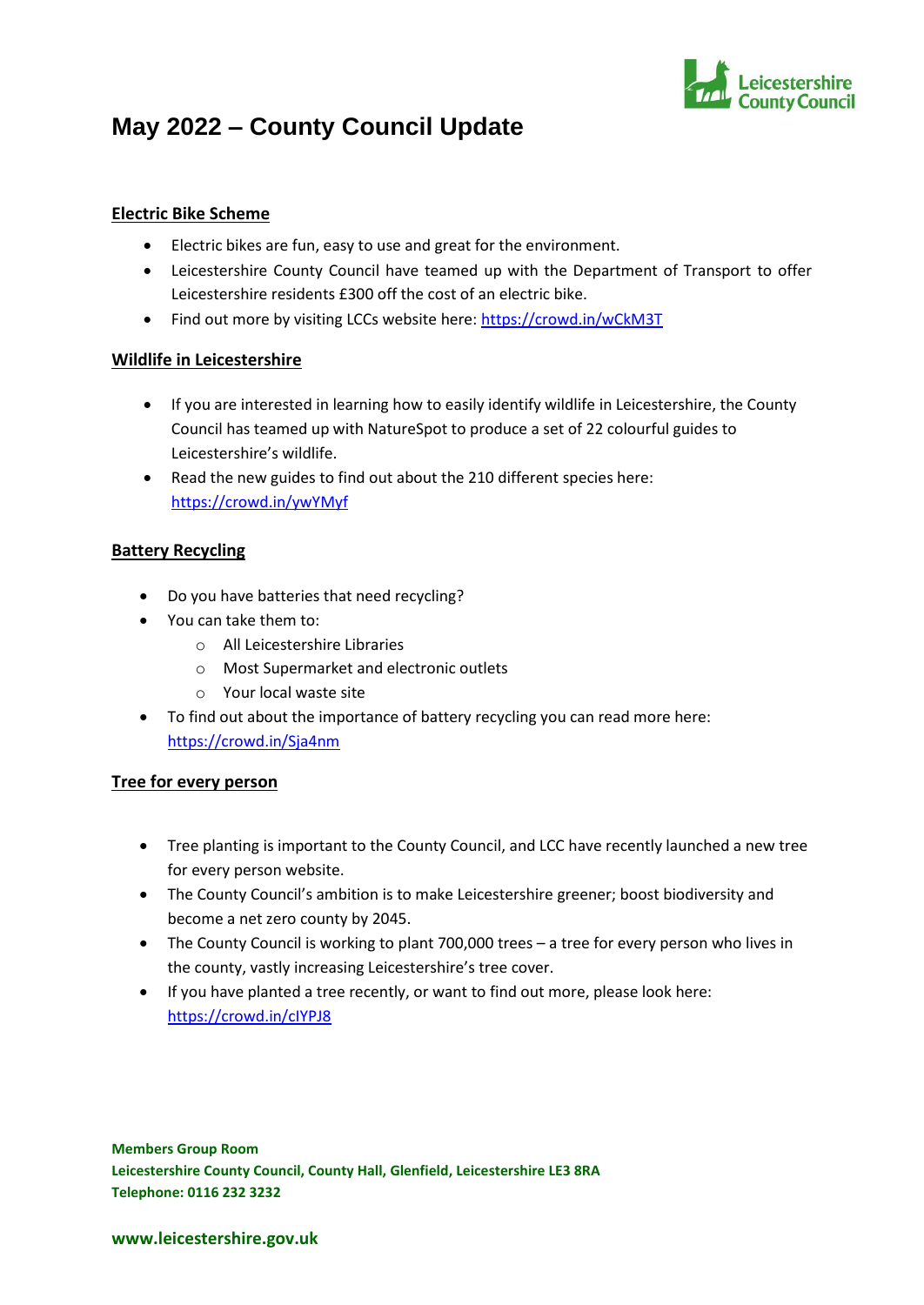# May 2022 – County Council Update

## Electric Bike Scheme

- Electric bikes are fun, easy to use and great for the environment.
- Leicestershire County Council have teamed up with the Department of Transport to offer Leicestershire residents £300 off the cost of an electric bike.
- Find out more by visiting LCCs website here: https://crowd.in/wCkM3T

## Wildlife in Leicestershire

- If you are interested in learning how to easily identify wildlife in Leicestershire, the County Council has teamed up with NatureSpot to produce a set of 22 colourful guides to Leicestershire's wildlife.
- Read the new guides to find out about the 210 different species here: https://crowd.in/ywYMyf

## Battery Recycling

- Do you have batteries that need recycling?
- You can take them to:
  - All Leicestershire Libraries
  - Most Supermarket and electronic outlets
  - Your local waste site
- To find out about the importance of battery recycling you can read more here: https://crowd.in/Sja4nm

## Tree for every person

- Tree planting is important to the County Council, and LCC have recently launched a new tree for every person website.
- The County Council's ambition is to make Leicestershire greener; boost biodiversity and become a net zero county by 2045.
- The County Council is working to plant 700,000 trees – a tree for every person who lives in the county, vastly increasing Leicestershire's tree cover.
- If you have planted a tree recently, or want to find out more, please look here: https://crowd.in/cIYPJ8

**Members Group Room**
**Leicestershire County Council, County Hall, Glenfield, Leicestershire LE3 8RA**
**Telephone: 0116 232 3232**

**www.leicestershire.gov.uk**